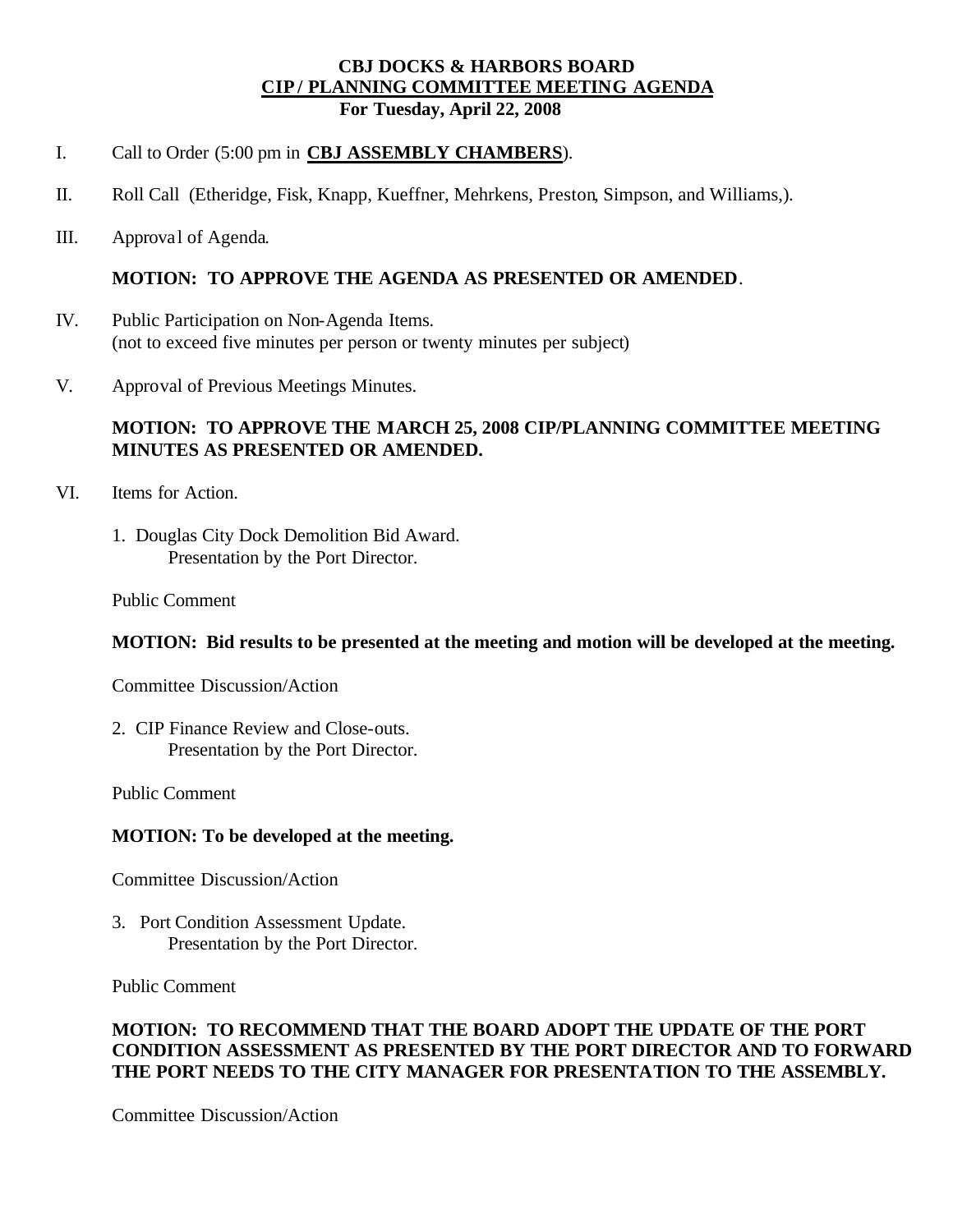# CBJ DOCKS & HARBORS BOARD
## CIP / PLANNING COMMITTEE MEETING AGENDA
### For Tuesday, April 22, 2008

I. Call to Order (5:00 pm in **CBJ ASSEMBLY CHAMBERS**).

II. Roll Call (Etheridge, Fisk, Knapp, Kueffner, Mehrkens, Preston, Simpson, and Williams,).

III. Approval of Agenda.

**MOTION: TO APPROVE THE AGENDA AS PRESENTED OR AMENDED**.

IV. Public Participation on Non-Agenda Items.
(not to exceed five minutes per person or twenty minutes per subject)

V. Approval of Previous Meetings Minutes.

**MOTION: TO APPROVE THE MARCH 25, 2008 CIP/PLANNING COMMITTEE MEETING MINUTES AS PRESENTED OR AMENDED.**

VI. Items for Action.

1. Douglas City Dock Demolition Bid Award.
   Presentation by the Port Director.

   Public Comment

   **MOTION: Bid results to be presented at the meeting and motion will be developed at the meeting.**

   Committee Discussion/Action

2. CIP Finance Review and Close-outs.
   Presentation by the Port Director.

   Public Comment

   **MOTION: To be developed at the meeting.**

   Committee Discussion/Action

3. Port Condition Assessment Update.
   Presentation by the Port Director.

   Public Comment

   **MOTION: TO RECOMMEND THAT THE BOARD ADOPT THE UPDATE OF THE PORT CONDITION ASSESSMENT AS PRESENTED BY THE PORT DIRECTOR AND TO FORWARD THE PORT NEEDS TO THE CITY MANAGER FOR PRESENTATION TO THE ASSEMBLY.**

   Committee Discussion/Action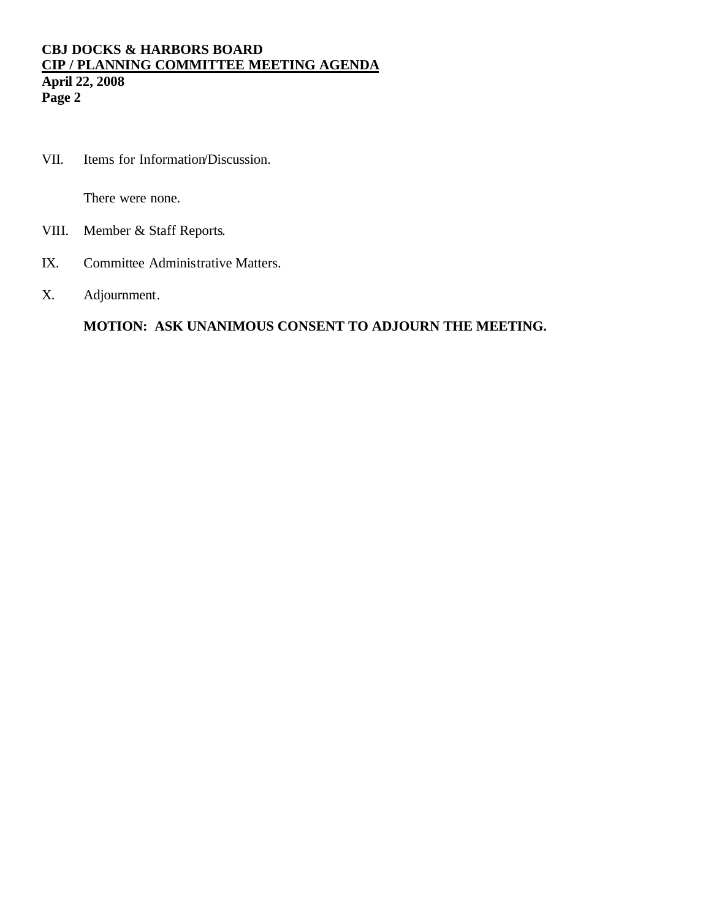VII. Items for Information/Discussion.

There were none.

VIII. Member & Staff Reports.

IX. Committee Administrative Matters.

X. Adjournment.

**MOTION: ASK UNANIMOUS CONSENT TO ADJOURN THE MEETING.**